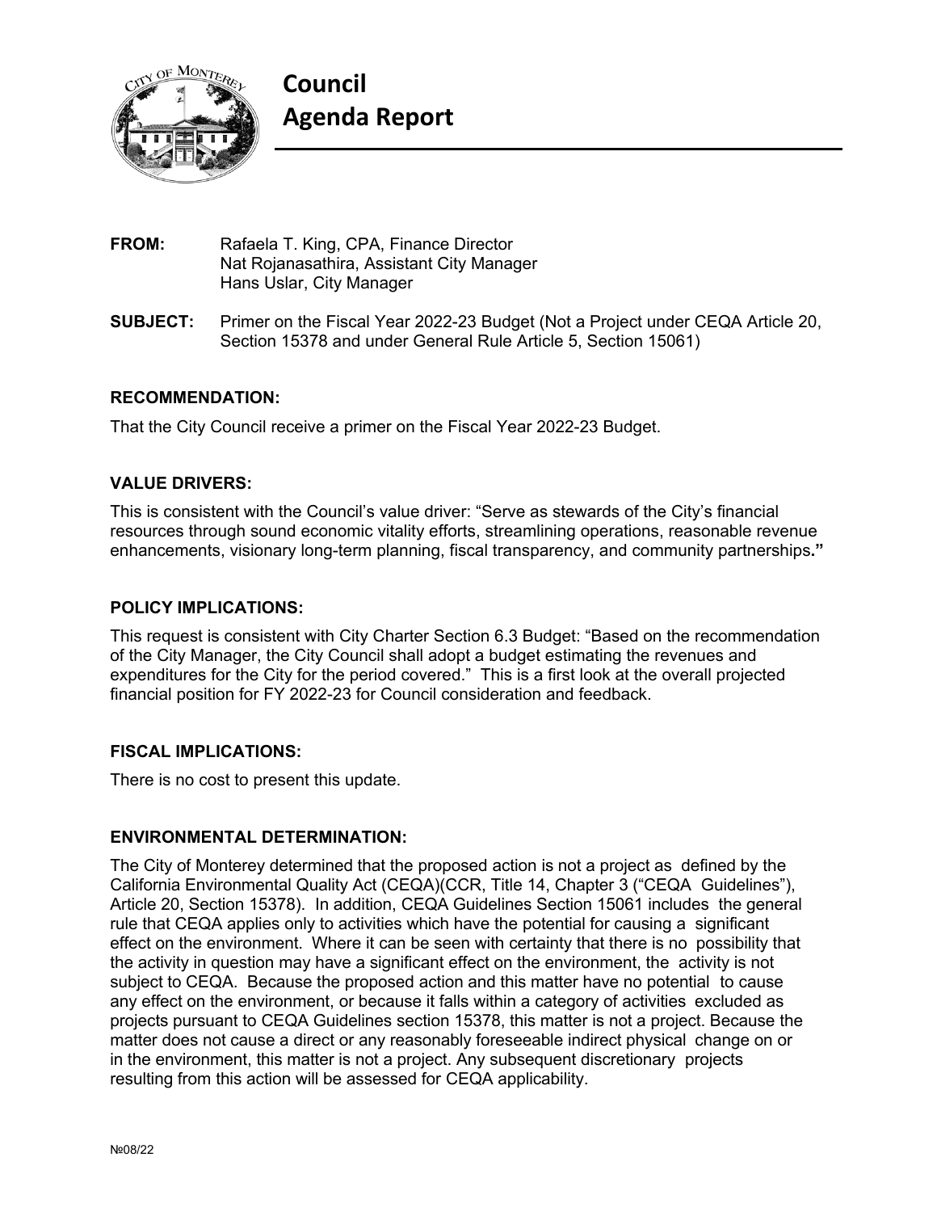# Council Agenda Report

**FROM:** Rafaela T. King, CPA, Finance Director
Nat Rojanasathira, Assistant City Manager
Hans Uslar, City Manager

**SUBJECT:** Primer on the Fiscal Year 2022-23 Budget (Not a Project under CEQA Article 20, Section 15378 and under General Rule Article 5, Section 15061)

## RECOMMENDATION:

That the City Council receive a primer on the Fiscal Year 2022-23 Budget.

## VALUE DRIVERS:

This is consistent with the Council's value driver: "Serve as stewards of the City's financial resources through sound economic vitality efforts, streamlining operations, reasonable revenue enhancements, visionary long-term planning, fiscal transparency, and community partnerships**."**

## POLICY IMPLICATIONS:

This request is consistent with City Charter Section 6.3 Budget: "Based on the recommendation of the City Manager, the City Council shall adopt a budget estimating the revenues and expenditures for the City for the period covered." This is a first look at the overall projected financial position for FY 2022-23 for Council consideration and feedback.

## FISCAL IMPLICATIONS:

There is no cost to present this update.

## ENVIRONMENTAL DETERMINATION:

The City of Monterey determined that the proposed action is not a project as defined by the California Environmental Quality Act (CEQA)(CCR, Title 14, Chapter 3 ("CEQA Guidelines"), Article 20, Section 15378). In addition, CEQA Guidelines Section 15061 includes the general rule that CEQA applies only to activities which have the potential for causing a significant effect on the environment. Where it can be seen with certainty that there is no possibility that the activity in question may have a significant effect on the environment, the activity is not subject to CEQA. Because the proposed action and this matter have no potential to cause any effect on the environment, or because it falls within a category of activities excluded as projects pursuant to CEQA Guidelines section 15378, this matter is not a project. Because the matter does not cause a direct or any reasonably foreseeable indirect physical change on or in the environment, this matter is not a project. Any subsequent discretionary projects resulting from this action will be assessed for CEQA applicability.

№08/22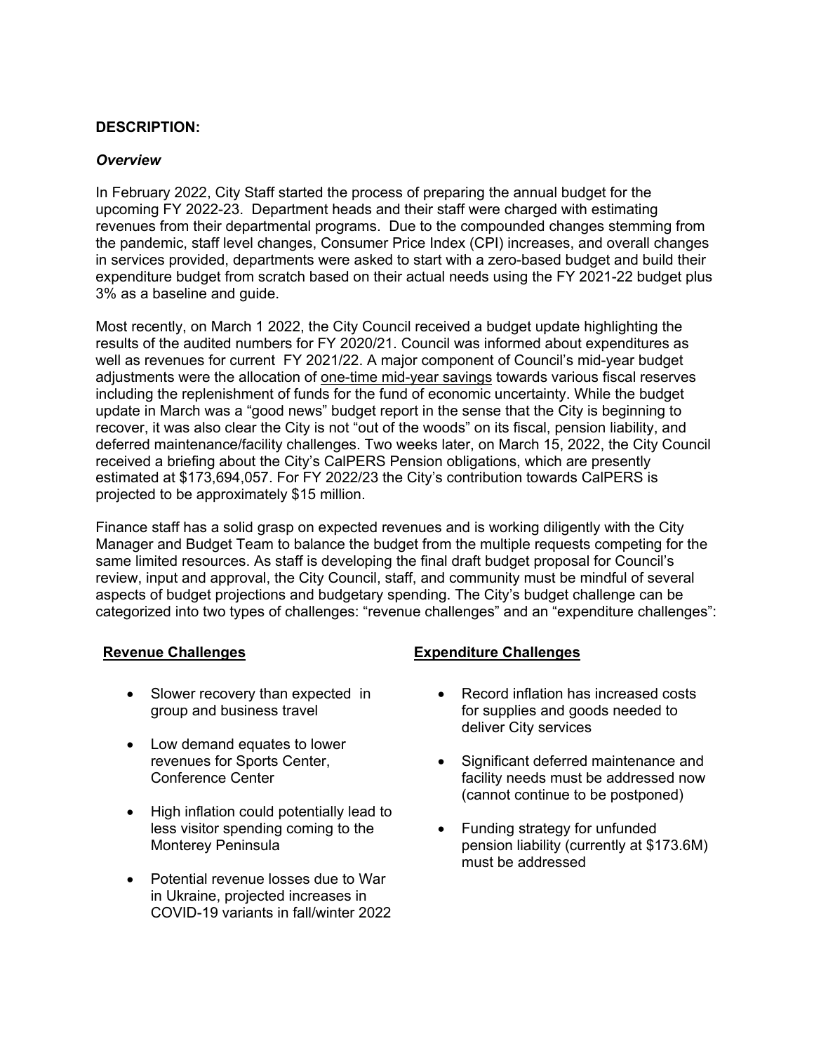**DESCRIPTION:**

***Overview***

In February 2022, City Staff started the process of preparing the annual budget for the upcoming FY 2022-23. Department heads and their staff were charged with estimating revenues from their departmental programs. Due to the compounded changes stemming from the pandemic, staff level changes, Consumer Price Index (CPI) increases, and overall changes in services provided, departments were asked to start with a zero-based budget and build their expenditure budget from scratch based on their actual needs using the FY 2021-22 budget plus 3% as a baseline and guide.

Most recently, on March 1 2022, the City Council received a budget update highlighting the results of the audited numbers for FY 2020/21. Council was informed about expenditures as well as revenues for current FY 2021/22. A major component of Council's mid-year budget adjustments were the allocation of <u>one-time mid-year savings</u> towards various fiscal reserves including the replenishment of funds for the fund of economic uncertainty. While the budget update in March was a "good news" budget report in the sense that the City is beginning to recover, it was also clear the City is not "out of the woods" on its fiscal, pension liability, and deferred maintenance/facility challenges. Two weeks later, on March 15, 2022, the City Council received a briefing about the City's CalPERS Pension obligations, which are presently estimated at $173,694,057. For FY 2022/23 the City's contribution towards CalPERS is projected to be approximately $15 million.

Finance staff has a solid grasp on expected revenues and is working diligently with the City Manager and Budget Team to balance the budget from the multiple requests competing for the same limited resources. As staff is developing the final draft budget proposal for Council's review, input and approval, the City Council, staff, and community must be mindful of several aspects of budget projections and budgetary spending. The City's budget challenge can be categorized into two types of challenges: "revenue challenges" and an "expenditure challenges":

**<u>Revenue Challenges</u>**

- Slower recovery than expected in group and business travel
- Low demand equates to lower revenues for Sports Center, Conference Center
- High inflation could potentially lead to less visitor spending coming to the Monterey Peninsula
- Potential revenue losses due to War in Ukraine, projected increases in COVID-19 variants in fall/winter 2022

**<u>Expenditure Challenges</u>**

- Record inflation has increased costs for supplies and goods needed to deliver City services
- Significant deferred maintenance and facility needs must be addressed now (cannot continue to be postponed)
- Funding strategy for unfunded pension liability (currently at $173.6M) must be addressed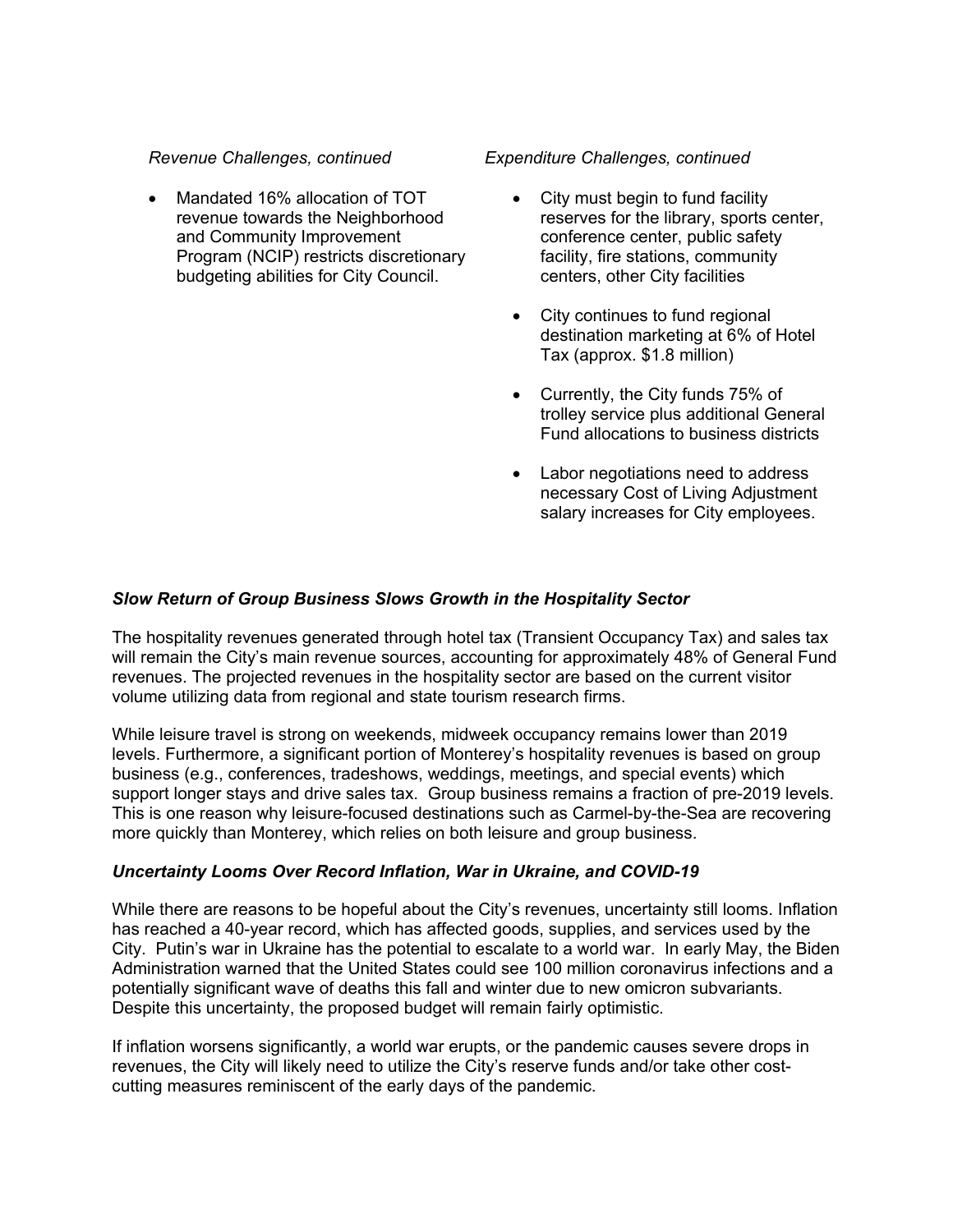*Revenue Challenges, continued*

- Mandated 16% allocation of TOT revenue towards the Neighborhood and Community Improvement Program (NCIP) restricts discretionary budgeting abilities for City Council.

*Expenditure Challenges, continued*

- City must begin to fund facility reserves for the library, sports center, conference center, public safety facility, fire stations, community centers, other City facilities
- City continues to fund regional destination marketing at 6% of Hotel Tax (approx. $1.8 million)
- Currently, the City funds 75% of trolley service plus additional General Fund allocations to business districts
- Labor negotiations need to address necessary Cost of Living Adjustment salary increases for City employees.

### *Slow Return of Group Business Slows Growth in the Hospitality Sector*

The hospitality revenues generated through hotel tax (Transient Occupancy Tax) and sales tax will remain the City's main revenue sources, accounting for approximately 48% of General Fund revenues. The projected revenues in the hospitality sector are based on the current visitor volume utilizing data from regional and state tourism research firms.

While leisure travel is strong on weekends, midweek occupancy remains lower than 2019 levels. Furthermore, a significant portion of Monterey's hospitality revenues is based on group business (e.g., conferences, tradeshows, weddings, meetings, and special events) which support longer stays and drive sales tax. Group business remains a fraction of pre-2019 levels. This is one reason why leisure-focused destinations such as Carmel-by-the-Sea are recovering more quickly than Monterey, which relies on both leisure and group business.

### *Uncertainty Looms Over Record Inflation, War in Ukraine, and COVID-19*

While there are reasons to be hopeful about the City's revenues, uncertainty still looms. Inflation has reached a 40-year record, which has affected goods, supplies, and services used by the City. Putin's war in Ukraine has the potential to escalate to a world war. In early May, the Biden Administration warned that the United States could see 100 million coronavirus infections and a potentially significant wave of deaths this fall and winter due to new omicron subvariants. Despite this uncertainty, the proposed budget will remain fairly optimistic.

If inflation worsens significantly, a world war erupts, or the pandemic causes severe drops in revenues, the City will likely need to utilize the City's reserve funds and/or take other cost-cutting measures reminiscent of the early days of the pandemic.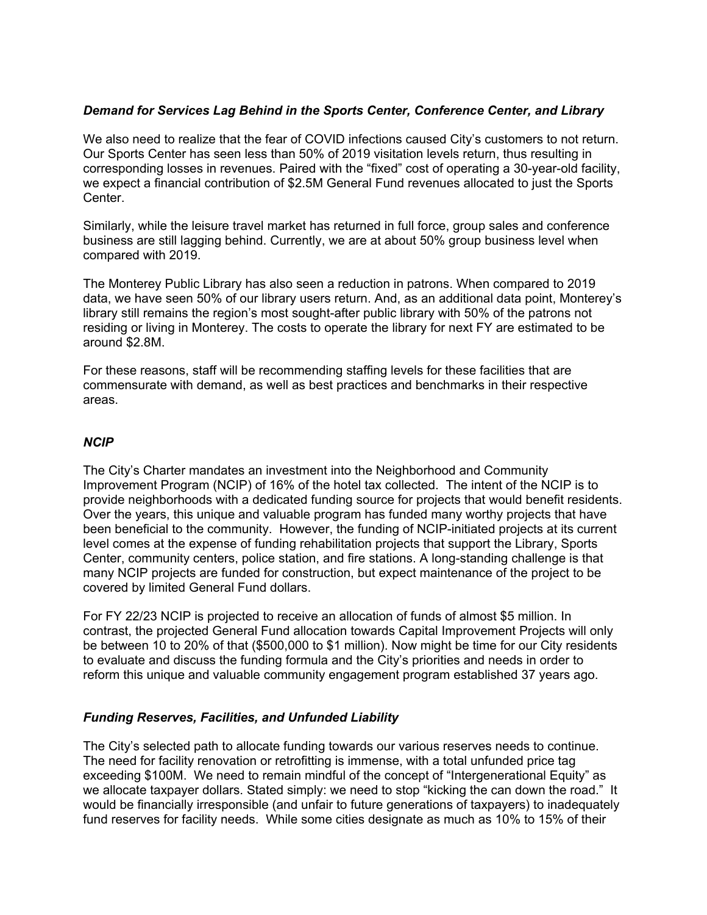### *Demand for Services Lag Behind in the Sports Center, Conference Center, and Library*

We also need to realize that the fear of COVID infections caused City's customers to not return. Our Sports Center has seen less than 50% of 2019 visitation levels return, thus resulting in corresponding losses in revenues. Paired with the "fixed" cost of operating a 30-year-old facility, we expect a financial contribution of $2.5M General Fund revenues allocated to just the Sports Center.

Similarly, while the leisure travel market has returned in full force, group sales and conference business are still lagging behind. Currently, we are at about 50% group business level when compared with 2019.

The Monterey Public Library has also seen a reduction in patrons. When compared to 2019 data, we have seen 50% of our library users return. And, as an additional data point, Monterey's library still remains the region's most sought-after public library with 50% of the patrons not residing or living in Monterey. The costs to operate the library for next FY are estimated to be around $2.8M.

For these reasons, staff will be recommending staffing levels for these facilities that are commensurate with demand, as well as best practices and benchmarks in their respective areas.

### *NCIP*

The City's Charter mandates an investment into the Neighborhood and Community Improvement Program (NCIP) of 16% of the hotel tax collected. The intent of the NCIP is to provide neighborhoods with a dedicated funding source for projects that would benefit residents. Over the years, this unique and valuable program has funded many worthy projects that have been beneficial to the community. However, the funding of NCIP-initiated projects at its current level comes at the expense of funding rehabilitation projects that support the Library, Sports Center, community centers, police station, and fire stations. A long-standing challenge is that many NCIP projects are funded for construction, but expect maintenance of the project to be covered by limited General Fund dollars.

For FY 22/23 NCIP is projected to receive an allocation of funds of almost $5 million. In contrast, the projected General Fund allocation towards Capital Improvement Projects will only be between 10 to 20% of that ($500,000 to $1 million). Now might be time for our City residents to evaluate and discuss the funding formula and the City's priorities and needs in order to reform this unique and valuable community engagement program established 37 years ago.

### *Funding Reserves, Facilities, and Unfunded Liability*

The City's selected path to allocate funding towards our various reserves needs to continue. The need for facility renovation or retrofitting is immense, with a total unfunded price tag exceeding $100M. We need to remain mindful of the concept of "Intergenerational Equity" as we allocate taxpayer dollars. Stated simply: we need to stop "kicking the can down the road." It would be financially irresponsible (and unfair to future generations of taxpayers) to inadequately fund reserves for facility needs. While some cities designate as much as 10% to 15% of their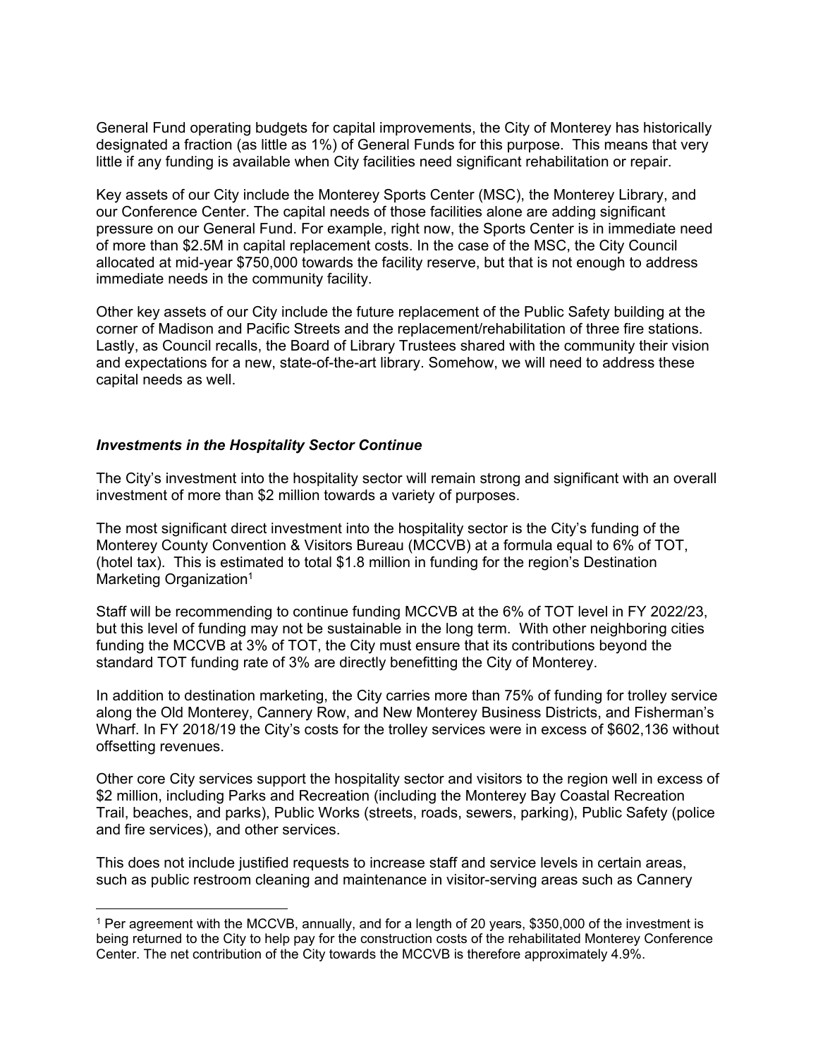General Fund operating budgets for capital improvements, the City of Monterey has historically designated a fraction (as little as 1%) of General Funds for this purpose. This means that very little if any funding is available when City facilities need significant rehabilitation or repair.

Key assets of our City include the Monterey Sports Center (MSC), the Monterey Library, and our Conference Center. The capital needs of those facilities alone are adding significant pressure on our General Fund. For example, right now, the Sports Center is in immediate need of more than $2.5M in capital replacement costs. In the case of the MSC, the City Council allocated at mid-year $750,000 towards the facility reserve, but that is not enough to address immediate needs in the community facility.

Other key assets of our City include the future replacement of the Public Safety building at the corner of Madison and Pacific Streets and the replacement/rehabilitation of three fire stations. Lastly, as Council recalls, the Board of Library Trustees shared with the community their vision and expectations for a new, state-of-the-art library. Somehow, we will need to address these capital needs as well.

### ***Investments in the Hospitality Sector Continue***

The City's investment into the hospitality sector will remain strong and significant with an overall investment of more than $2 million towards a variety of purposes.

The most significant direct investment into the hospitality sector is the City's funding of the Monterey County Convention & Visitors Bureau (MCCVB) at a formula equal to 6% of TOT, (hotel tax). This is estimated to total $1.8 million in funding for the region's Destination Marketing Organization[1]

Staff will be recommending to continue funding MCCVB at the 6% of TOT level in FY 2022/23, but this level of funding may not be sustainable in the long term. With other neighboring cities funding the MCCVB at 3% of TOT, the City must ensure that its contributions beyond the standard TOT funding rate of 3% are directly benefitting the City of Monterey.

In addition to destination marketing, the City carries more than 75% of funding for trolley service along the Old Monterey, Cannery Row, and New Monterey Business Districts, and Fisherman's Wharf. In FY 2018/19 the City's costs for the trolley services were in excess of $602,136 without offsetting revenues.

Other core City services support the hospitality sector and visitors to the region well in excess of $2 million, including Parks and Recreation (including the Monterey Bay Coastal Recreation Trail, beaches, and parks), Public Works (streets, roads, sewers, parking), Public Safety (police and fire services), and other services.

This does not include justified requests to increase staff and service levels in certain areas, such as public restroom cleaning and maintenance in visitor-serving areas such as Cannery

---

[1] Per agreement with the MCCVB, annually, and for a length of 20 years, $350,000 of the investment is being returned to the City to help pay for the construction costs of the rehabilitated Monterey Conference Center. The net contribution of the City towards the MCCVB is therefore approximately 4.9%.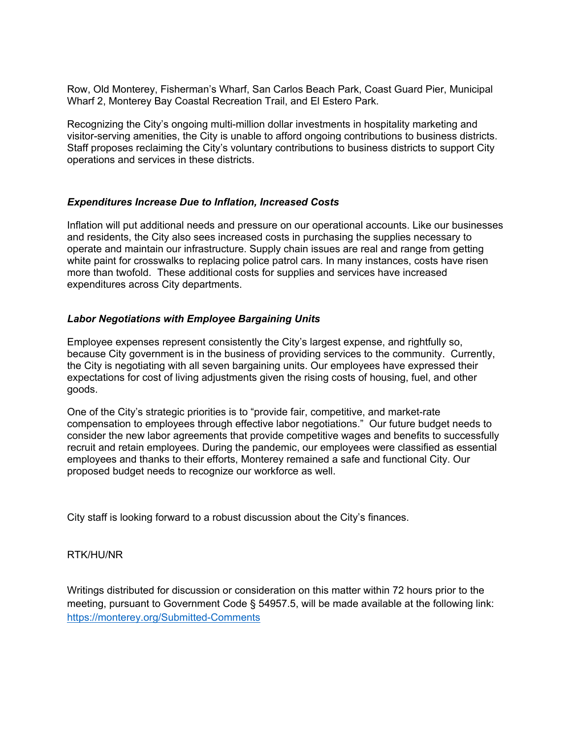Row, Old Monterey, Fisherman's Wharf, San Carlos Beach Park, Coast Guard Pier, Municipal Wharf 2, Monterey Bay Coastal Recreation Trail, and El Estero Park.

Recognizing the City's ongoing multi-million dollar investments in hospitality marketing and visitor-serving amenities, the City is unable to afford ongoing contributions to business districts. Staff proposes reclaiming the City's voluntary contributions to business districts to support City operations and services in these districts.

***Expenditures Increase Due to Inflation, Increased Costs***

Inflation will put additional needs and pressure on our operational accounts. Like our businesses and residents, the City also sees increased costs in purchasing the supplies necessary to operate and maintain our infrastructure. Supply chain issues are real and range from getting white paint for crosswalks to replacing police patrol cars. In many instances, costs have risen more than twofold. These additional costs for supplies and services have increased expenditures across City departments.

***Labor Negotiations with Employee Bargaining Units***

Employee expenses represent consistently the City's largest expense, and rightfully so, because City government is in the business of providing services to the community. Currently, the City is negotiating with all seven bargaining units. Our employees have expressed their expectations for cost of living adjustments given the rising costs of housing, fuel, and other goods.

One of the City's strategic priorities is to "provide fair, competitive, and market-rate compensation to employees through effective labor negotiations." Our future budget needs to consider the new labor agreements that provide competitive wages and benefits to successfully recruit and retain employees. During the pandemic, our employees were classified as essential employees and thanks to their efforts, Monterey remained a safe and functional City. Our proposed budget needs to recognize our workforce as well.

City staff is looking forward to a robust discussion about the City's finances.

RTK/HU/NR

Writings distributed for discussion or consideration on this matter within 72 hours prior to the meeting, pursuant to Government Code § 54957.5, will be made available at the following link: [https://monterey.org/Submitted-Comments](https://monterey.org/Submitted-Comments)